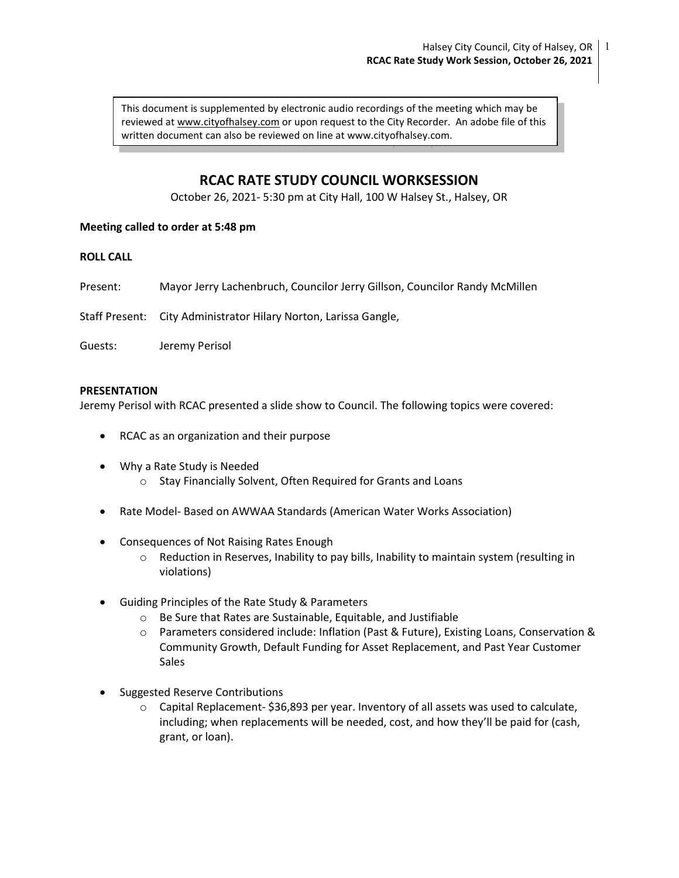This document is supplemented by electronic audio recordings of the meeting which may be reviewed at www.cityofhalsey.com or upon request to the City Recorder. An adobe file of this written document can also be reviewed on line at www.cityofhalsey.com.

# RCAC RATE STUDY COUNCIL WORKSESSION

October 26, 2021- 5:30 pm at City Hall, 100 W Halsey St., Halsey, OR

**Meeting called to order at 5:48 pm**

**ROLL CALL**

Present: Mayor Jerry Lachenbruch, Councilor Jerry Gillson, Councilor Randy McMillen

Staff Present: City Administrator Hilary Norton, Larissa Gangle,

Guests: Jeremy Perisol

**PRESENTATION**

Jeremy Perisol with RCAC presented a slide show to Council. The following topics were covered:

- RCAC as an organization and their purpose
- Why a Rate Study is Needed
  - Stay Financially Solvent, Often Required for Grants and Loans
- Rate Model- Based on AWWAA Standards (American Water Works Association)
- Consequences of Not Raising Rates Enough
  - Reduction in Reserves, Inability to pay bills, Inability to maintain system (resulting in violations)
- Guiding Principles of the Rate Study & Parameters
  - Be Sure that Rates are Sustainable, Equitable, and Justifiable
  - Parameters considered include: Inflation (Past & Future), Existing Loans, Conservation & Community Growth, Default Funding for Asset Replacement, and Past Year Customer Sales
- Suggested Reserve Contributions
  - Capital Replacement- $36,893 per year. Inventory of all assets was used to calculate, including; when replacements will be needed, cost, and how they'll be paid for (cash, grant, or loan).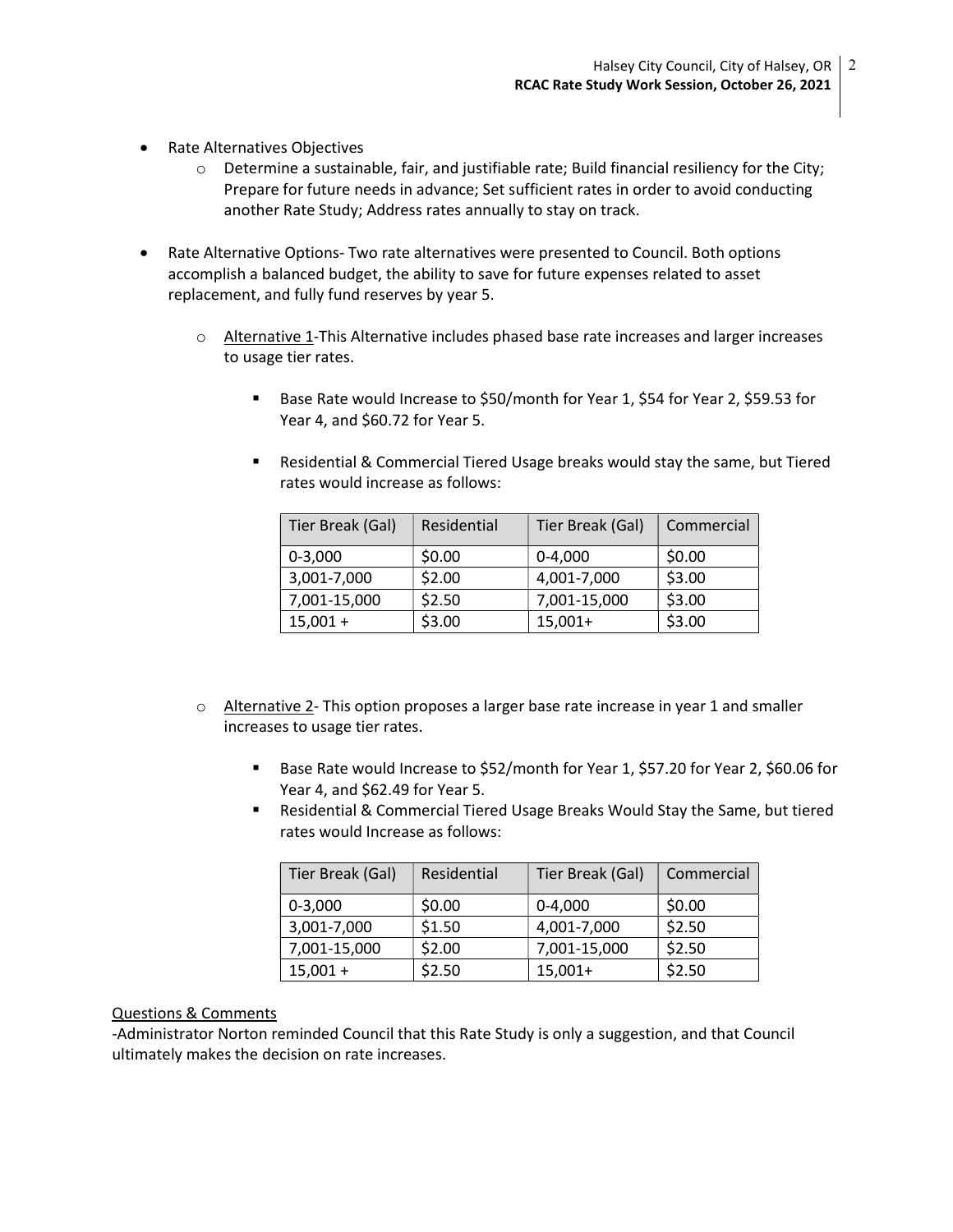- Rate Alternatives Objectives
  - Determine a sustainable, fair, and justifiable rate; Build financial resiliency for the City; Prepare for future needs in advance; Set sufficient rates in order to avoid conducting another Rate Study; Address rates annually to stay on track.

- Rate Alternative Options- Two rate alternatives were presented to Council. Both options accomplish a balanced budget, the ability to save for future expenses related to asset replacement, and fully fund reserves by year 5.

  - Alternative 1-This Alternative includes phased base rate increases and larger increases to usage tier rates.

    - Base Rate would Increase to $50/month for Year 1, $54 for Year 2, $59.53 for Year 4, and $60.72 for Year 5.

    - Residential & Commercial Tiered Usage breaks would stay the same, but Tiered rates would increase as follows:

| Tier Break (Gal) | Residential | Tier Break (Gal) | Commercial |
|---|---|---|---|
| 0-3,000 | $0.00 | 0-4,000 | $0.00 |
| 3,001-7,000 | $2.00 | 4,001-7,000 | $3.00 |
| 7,001-15,000 | $2.50 | 7,001-15,000 | $3.00 |
| 15,001 + | $3.00 | 15,001+ | $3.00 |

  - Alternative 2- This option proposes a larger base rate increase in year 1 and smaller increases to usage tier rates.

    - Base Rate would Increase to $52/month for Year 1, $57.20 for Year 2, $60.06 for Year 4, and $62.49 for Year 5.
    - Residential & Commercial Tiered Usage Breaks Would Stay the Same, but tiered rates would Increase as follows:

| Tier Break (Gal) | Residential | Tier Break (Gal) | Commercial |
|---|---|---|---|
| 0-3,000 | $0.00 | 0-4,000 | $0.00 |
| 3,001-7,000 | $1.50 | 4,001-7,000 | $2.50 |
| 7,001-15,000 | $2.00 | 7,001-15,000 | $2.50 |
| 15,001 + | $2.50 | 15,001+ | $2.50 |

Questions & Comments

-Administrator Norton reminded Council that this Rate Study is only a suggestion, and that Council ultimately makes the decision on rate increases.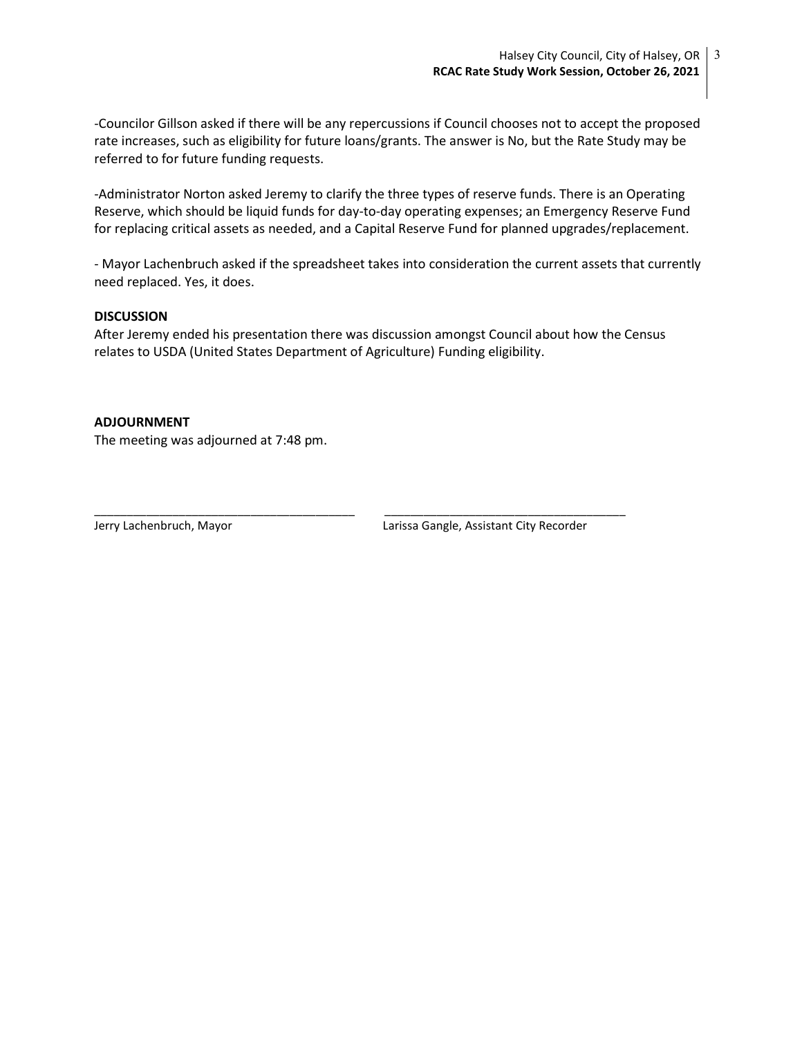-Councilor Gillson asked if there will be any repercussions if Council chooses not to accept the proposed rate increases, such as eligibility for future loans/grants. The answer is No, but the Rate Study may be referred to for future funding requests.

-Administrator Norton asked Jeremy to clarify the three types of reserve funds. There is an Operating Reserve, which should be liquid funds for day-to-day operating expenses; an Emergency Reserve Fund for replacing critical assets as needed, and a Capital Reserve Fund for planned upgrades/replacement.

- Mayor Lachenbruch asked if the spreadsheet takes into consideration the current assets that currently need replaced. Yes, it does.

**DISCUSSION**

After Jeremy ended his presentation there was discussion amongst Council about how the Census relates to USDA (United States Department of Agriculture) Funding eligibility.

**ADJOURNMENT**

The meeting was adjourned at 7:48 pm.

\_\_\_\_\_\_\_\_\_\_\_\_\_\_\_\_\_\_\_\_\_\_\_\_\_\_\_\_\_\_\_\_\_\_\_\_\_\_ \_\_\_\_\_\_\_\_\_\_\_\_\_\_\_\_\_\_\_\_\_\_\_\_\_\_\_\_\_\_\_\_\_\_\_\_\_\_

Jerry Lachenbruch, Mayor

Larissa Gangle, Assistant City Recorder